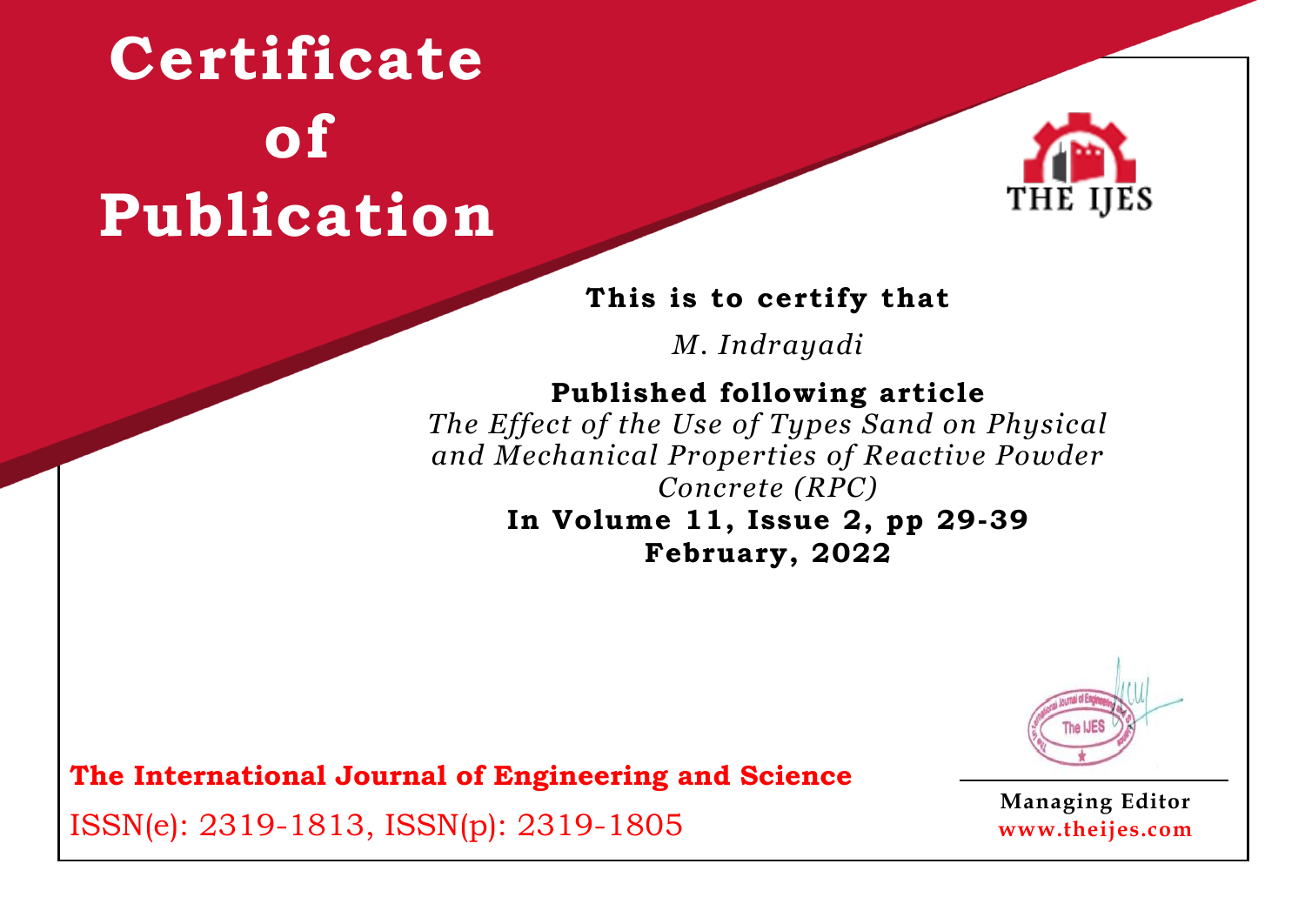# Certificate of Publication

THE IJES

**This is to certify that**

*M. Indrayadi*

**Published following article**

*The Effect of the Use of Types Sand on Physical and Mechanical Properties of Reactive Powder Concrete (RPC)*

**In Volume 11, Issue 2, pp 29-39**

**February, 2022**

**The International Journal of Engineering and Science**

ISSN(e): 2319-1813, ISSN(p): 2319-1805

**Managing Editor**

**www.theijes.com**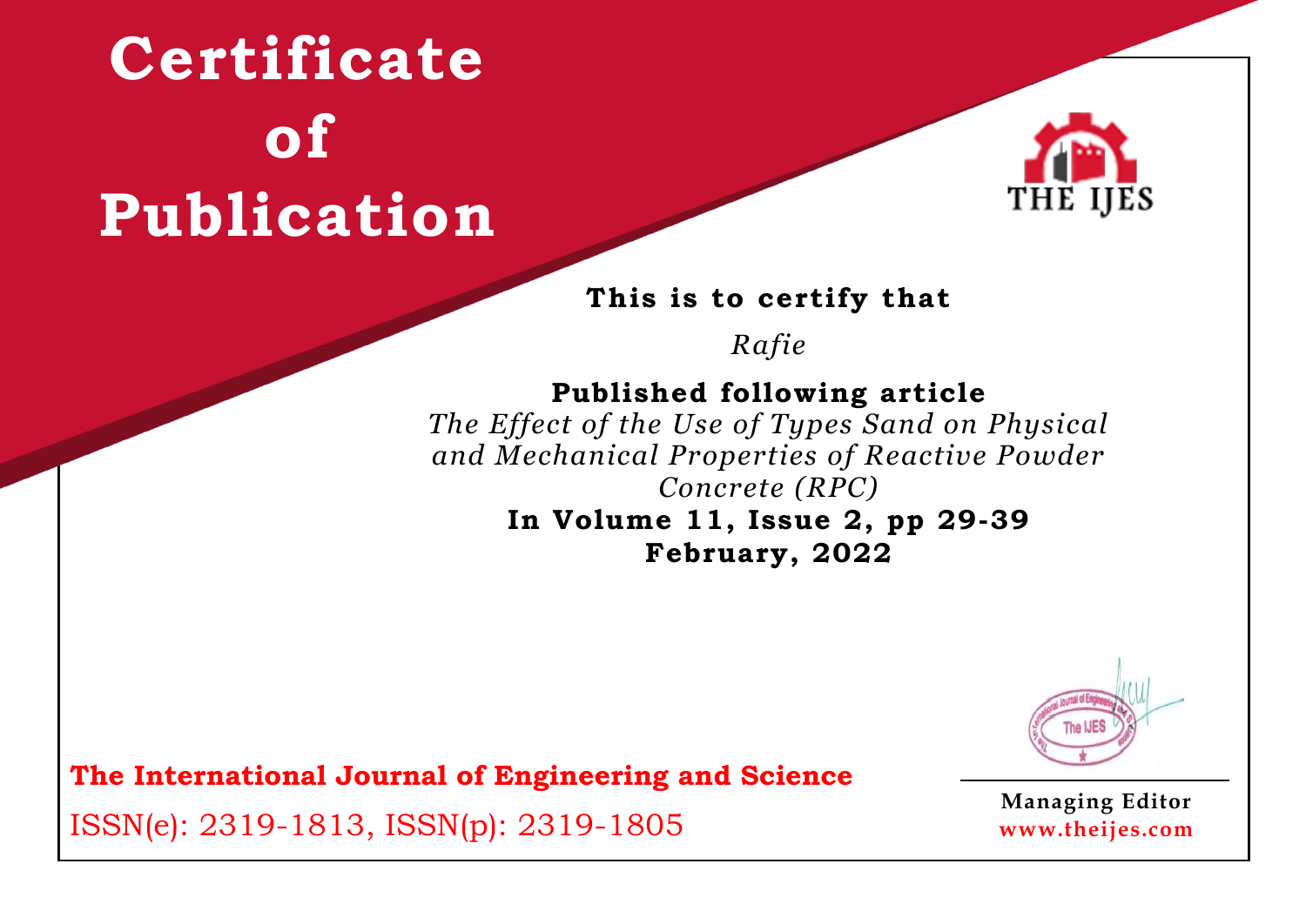# Certificate of Publication

THE IJES

**This is to certify that**

*Rafie*

**Published following article**

*The Effect of the Use of Types Sand on Physical and Mechanical Properties of Reactive Powder Concrete (RPC)*

**In Volume 11, Issue 2, pp 29-39**

**February, 2022**

**The International Journal of Engineering and Science**

ISSN(e): 2319-1813, ISSN(p): 2319-1805

**Managing Editor**

**www.theijes.com**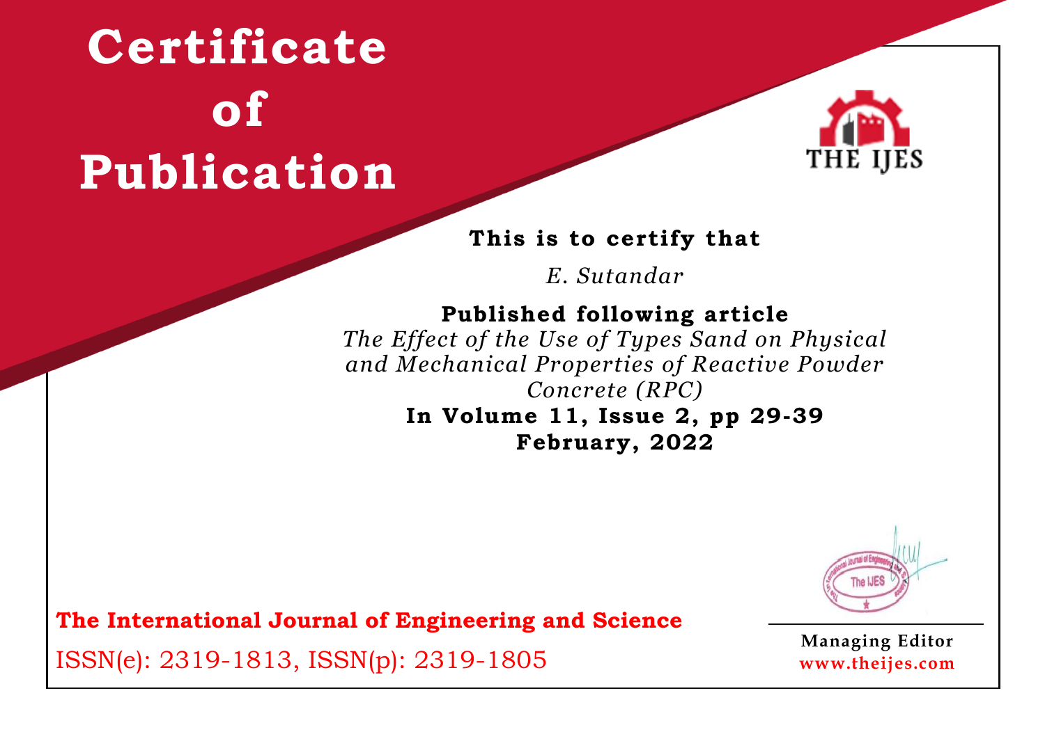# Certificate of Publication

THE IJES

**This is to certify that**

*E. Sutandar*

**Published following article**

*The Effect of the Use of Types Sand on Physical and Mechanical Properties of Reactive Powder Concrete (RPC)*

**In Volume 11, Issue 2, pp 29-39**

**February, 2022**

**The International Journal of Engineering and Science**

ISSN(e): 2319-1813, ISSN(p): 2319-1805

**Managing Editor**

**www.theijes.com**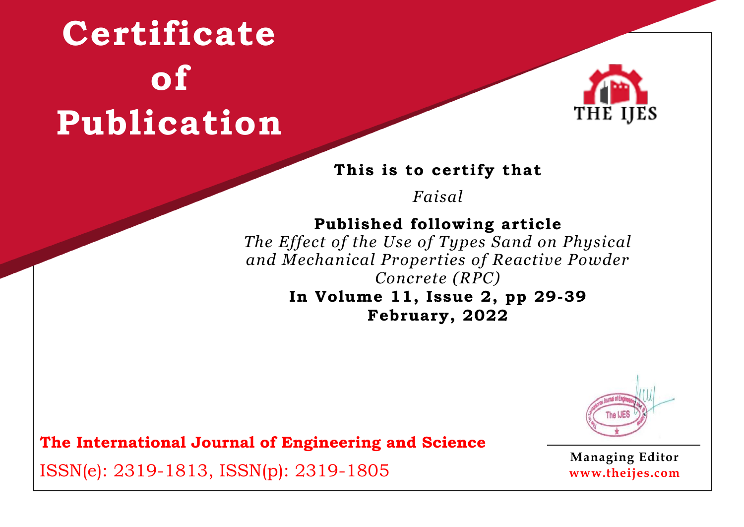# Certificate of Publication

THE IJES

**This is to certify that**

*Faisal*

**Published following article**

*The Effect of the Use of Types Sand on Physical and Mechanical Properties of Reactive Powder Concrete (RPC)*

**In Volume 11, Issue 2, pp 29-39**

**February, 2022**

**The International Journal of Engineering and Science**

ISSN(e): 2319-1813, ISSN(p): 2319-1805

**Managing Editor**

**www.theijes.com**